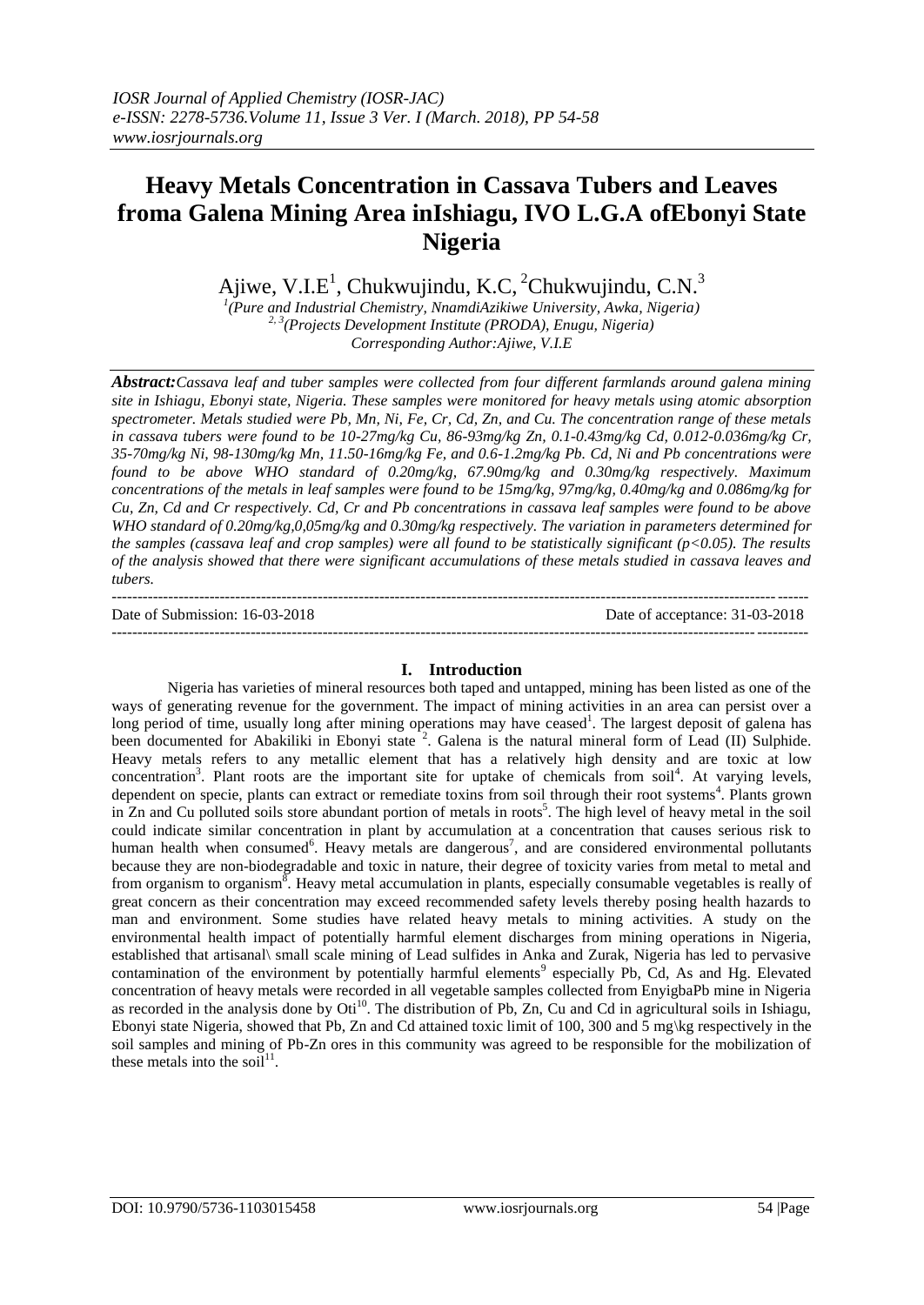# Heavy Metals Concentration in Cassava Tubers and Leaves froma Galena Mining Area inIshiagu, IVO L.G.A ofEbonyi State Nigeria

Ajiwe, V.I.E[1], Chukwujindu, K.C, [2]Chukwujindu, C.N.[3]

[1](Pure and Industrial Chemistry, NnamdiAzikiwe University, Awka, Nigeria)
[2, 3](Projects Development Institute (PRODA), Enugu, Nigeria)
Corresponding Author:Ajiwe, V.I.E

***Abstract:****Cassava leaf and tuber samples were collected from four different farmlands around galena mining site in Ishiagu, Ebonyi state, Nigeria. These samples were monitored for heavy metals using atomic absorption spectrometer. Metals studied were Pb, Mn, Ni, Fe, Cr, Cd, Zn, and Cu. The concentration range of these metals in cassava tubers were found to be 10-27mg/kg Cu, 86-93mg/kg Zn, 0.1-0.43mg/kg Cd, 0.012-0.036mg/kg Cr, 35-70mg/kg Ni, 98-130mg/kg Mn, 11.50-16mg/kg Fe, and 0.6-1.2mg/kg Pb. Cd, Ni and Pb concentrations were found to be above WHO standard of 0.20mg/kg, 67.90mg/kg and 0.30mg/kg respectively. Maximum concentrations of the metals in leaf samples were found to be 15mg/kg, 97mg/kg, 0.40mg/kg and 0.086mg/kg for Cu, Zn, Cd and Cr respectively. Cd, Cr and Pb concentrations in cassava leaf samples were found to be above WHO standard of 0.20mg/kg,0,05mg/kg and 0.30mg/kg respectively. The variation in parameters determined for the samples (cassava leaf and crop samples) were all found to be statistically significant ($p<0.05$). The results of the analysis showed that there were significant accumulations of these metals studied in cassava leaves and tubers.*

---

Date of Submission: 16-03-2018 Date of acceptance: 31-03-2018

---

## I. Introduction

Nigeria has varieties of mineral resources both taped and untapped, mining has been listed as one of the ways of generating revenue for the government. The impact of mining activities in an area can persist over a long period of time, usually long after mining operations may have ceased[1]. The largest deposit of galena has been documented for Abakiliki in Ebonyi state [2]. Galena is the natural mineral form of Lead (II) Sulphide. Heavy metals refers to any metallic element that has a relatively high density and are toxic at low concentration[3]. Plant roots are the important site for uptake of chemicals from soil[4]. At varying levels, dependent on specie, plants can extract or remediate toxins from soil through their root systems[4]. Plants grown in Zn and Cu polluted soils store abundant portion of metals in roots[5]. The high level of heavy metal in the soil could indicate similar concentration in plant by accumulation at a concentration that causes serious risk to human health when consumed[6]. Heavy metals are dangerous[7], and are considered environmental pollutants because they are non-biodegradable and toxic in nature, their degree of toxicity varies from metal to metal and from organism to organism[8]. Heavy metal accumulation in plants, especially consumable vegetables is really of great concern as their concentration may exceed recommended safety levels thereby posing health hazards to man and environment. Some studies have related heavy metals to mining activities. A study on the environmental health impact of potentially harmful element discharges from mining operations in Nigeria, established that artisanal\ small scale mining of Lead sulfides in Anka and Zurak, Nigeria has led to pervasive contamination of the environment by potentially harmful elements[9] especially Pb, Cd, As and Hg. Elevated concentration of heavy metals were recorded in all vegetable samples collected from EnyigbaPb mine in Nigeria as recorded in the analysis done by Oti[10]. The distribution of Pb, Zn, Cu and Cd in agricultural soils in Ishiagu, Ebonyi state Nigeria, showed that Pb, Zn and Cd attained toxic limit of 100, 300 and 5 mg\kg respectively in the soil samples and mining of Pb-Zn ores in this community was agreed to be responsible for the mobilization of these metals into the soil[11].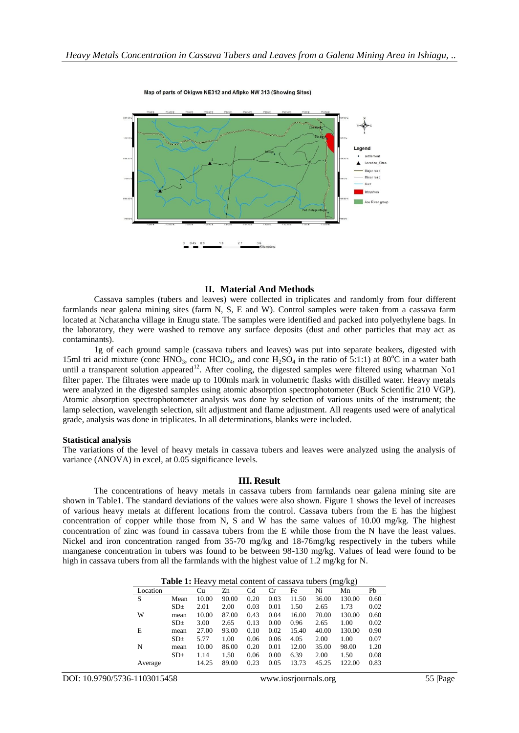Map of parts of Okigwe NE312 and Afipko NW 313 (Showing Sites)

## II. Material And Methods

Cassava samples (tubers and leaves) were collected in triplicates and randomly from four different farmlands near galena mining sites (farm N, S, E and W). Control samples were taken from a cassava farm located at Nchatancha village in Enugu state. The samples were identified and packed into polyethylene bags. In the laboratory, they were washed to remove any surface deposits (dust and other particles that may act as contaminants).

1g of each ground sample (cassava tubers and leaves) was put into separate beakers, digested with 15ml tri acid mixture (conc $HNO_3$, conc $HClO_4$, and conc $H_2SO_4$ in the ratio of 5:1:1) at 80°C in a water bath until a transparent solution appeared[12]. After cooling, the digested samples were filtered using whatman No1 filter paper. The filtrates were made up to 100mls mark in volumetric flasks with distilled water. Heavy metals were analyzed in the digested samples using atomic absorption spectrophotometer (Buck Scientific 210 VGP). Atomic absorption spectrophotometer analysis was done by selection of various units of the instrument; the lamp selection, wavelength selection, silt adjustment and flame adjustment. All reagents used were of analytical grade, analysis was done in triplicates. In all determinations, blanks were included.

**Statistical analysis**

The variations of the level of heavy metals in cassava tubers and leaves were analyzed using the analysis of variance (ANOVA) in excel, at 0.05 significance levels.

## III. Result

The concentrations of heavy metals in cassava tubers from farmlands near galena mining site are shown in Table1. The standard deviations of the values were also shown. Figure 1 shows the level of increases of various heavy metals at different locations from the control. Cassava tubers from the E has the highest concentration of copper while those from N, S and W has the same values of 10.00 mg/kg. The highest concentration of zinc was found in cassava tubers from the E while those from the N have the least values. Nickel and iron concentration ranged from 35-70 mg/kg and 18-76mg/kg respectively in the tubers while manganese concentration in tubers was found to be between 98-130 mg/kg. Values of lead were found to be high in cassava tubers from all the farmlands with the highest value of 1.2 mg/kg for N.

**Table 1:** Heavy metal content of cassava tubers (mg/kg)

| Location | | Cu | Zn | Cd | Cr | Fe | Ni | Mn | Pb |
|---|---|---|---|---|---|---|---|---|---|
| S | Mean | 10.00 | 90.00 | 0.20 | 0.03 | 11.50 | 36.00 | 130.00 | 0.60 |
| | SD± | 2.01 | 2.00 | 0.03 | 0.01 | 1.50 | 2.65 | 1.73 | 0.02 |
| W | mean | 10.00 | 87.00 | 0.43 | 0.04 | 16.00 | 70.00 | 130.00 | 0.60 |
| | SD± | 3.00 | 2.65 | 0.13 | 0.00 | 0.96 | 2.65 | 1.00 | 0.02 |
| E | mean | 27.00 | 93.00 | 0.10 | 0.02 | 15.40 | 40.00 | 130.00 | 0.90 |
| | SD± | 5.77 | 1.00 | 0.06 | 0.06 | 4.05 | 2.00 | 1.00 | 0.07 |
| N | mean | 10.00 | 86.00 | 0.20 | 0.01 | 12.00 | 35.00 | 98.00 | 1.20 |
| | SD± | 1.14 | 1.50 | 0.06 | 0.00 | 6.39 | 2.00 | 1.50 | 0.08 |
| Average | | 14.25 | 89.00 | 0.23 | 0.05 | 13.73 | 45.25 | 122.00 | 0.83 |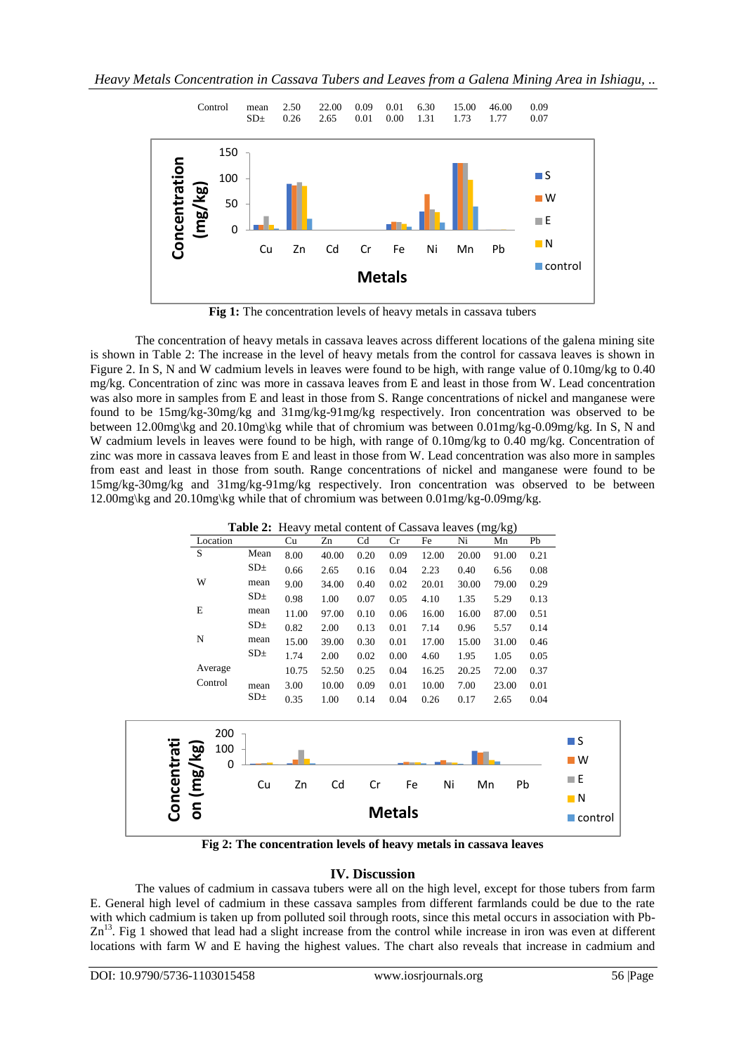| Control | mean | 2.50 | 22.00 | 0.09 | 0.01 | 6.30 | 15.00 | 46.00 | 0.09 |
|---|---|---|---|---|---|---|---|---|---|
| | SD± | 0.26 | 2.65 | 0.01 | 0.00 | 1.31 | 1.73 | 1.77 | 0.07 |

**Fig 1:** The concentration levels of heavy metals in cassava tubers

The concentration of heavy metals in cassava leaves across different locations of the galena mining site is shown in Table 2: The increase in the level of heavy metals from the control for cassava leaves is shown in Figure 2. In S, N and W cadmium levels in leaves were found to be high, with range value of 0.10mg/kg to 0.40 mg/kg. Concentration of zinc was more in cassava leaves from E and least in those from W. Lead concentration was also more in samples from E and least in those from S. Range concentrations of nickel and manganese were found to be 15mg/kg-30mg/kg and 31mg/kg-91mg/kg respectively. Iron concentration was observed to be between 12.00mg\kg and 20.10mg\kg while that of chromium was between 0.01mg/kg-0.09mg/kg. In S, N and W cadmium levels in leaves were found to be high, with range of 0.10mg/kg to 0.40 mg/kg. Concentration of zinc was more in cassava leaves from E and least in those from W. Lead concentration was also more in samples from east and least in those from south. Range concentrations of nickel and manganese were found to be 15mg/kg-30mg/kg and 31mg/kg-91mg/kg respectively. Iron concentration was observed to be between 12.00mg\kg and 20.10mg\kg while that of chromium was between 0.01mg/kg-0.09mg/kg.

**Table 2:** Heavy metal content of Cassava leaves (mg/kg)

| Location | | Cu | Zn | Cd | Cr | Fe | Ni | Mn | Pb |
|---|---|---|---|---|---|---|---|---|---|
| S | Mean | 8.00 | 40.00 | 0.20 | 0.09 | 12.00 | 20.00 | 91.00 | 0.21 |
| | SD± | 0.66 | 2.65 | 0.16 | 0.04 | 2.23 | 0.40 | 6.56 | 0.08 |
| W | mean | 9.00 | 34.00 | 0.40 | 0.02 | 20.01 | 30.00 | 79.00 | 0.29 |
| | SD± | 0.98 | 1.00 | 0.07 | 0.05 | 4.10 | 1.35 | 5.29 | 0.13 |
| E | mean | 11.00 | 97.00 | 0.10 | 0.06 | 16.00 | 16.00 | 87.00 | 0.51 |
| | SD± | 0.82 | 2.00 | 0.13 | 0.01 | 7.14 | 0.96 | 5.57 | 0.14 |
| N | mean | 15.00 | 39.00 | 0.30 | 0.01 | 17.00 | 15.00 | 31.00 | 0.46 |
| | SD± | 1.74 | 2.00 | 0.02 | 0.00 | 4.60 | 1.95 | 1.05 | 0.05 |
| Average | | 10.75 | 52.50 | 0.25 | 0.04 | 16.25 | 20.25 | 72.00 | 0.37 |
| Control | mean | 3.00 | 10.00 | 0.09 | 0.01 | 10.00 | 7.00 | 23.00 | 0.01 |
| | SD± | 0.35 | 1.00 | 0.14 | 0.04 | 0.26 | 0.17 | 2.65 | 0.04 |

**Fig 2: The concentration levels of heavy metals in cassava leaves**

## IV. Discussion

The values of cadmium in cassava tubers were all on the high level, except for those tubers from farm E. General high level of cadmium in these cassava samples from different farmlands could be due to the rate with which cadmium is taken up from polluted soil through roots, since this metal occurs in association with Pb-Zn[13]. Fig 1 showed that lead had a slight increase from the control while increase in iron was even at different locations with farm W and E having the highest values. The chart also reveals that increase in cadmium and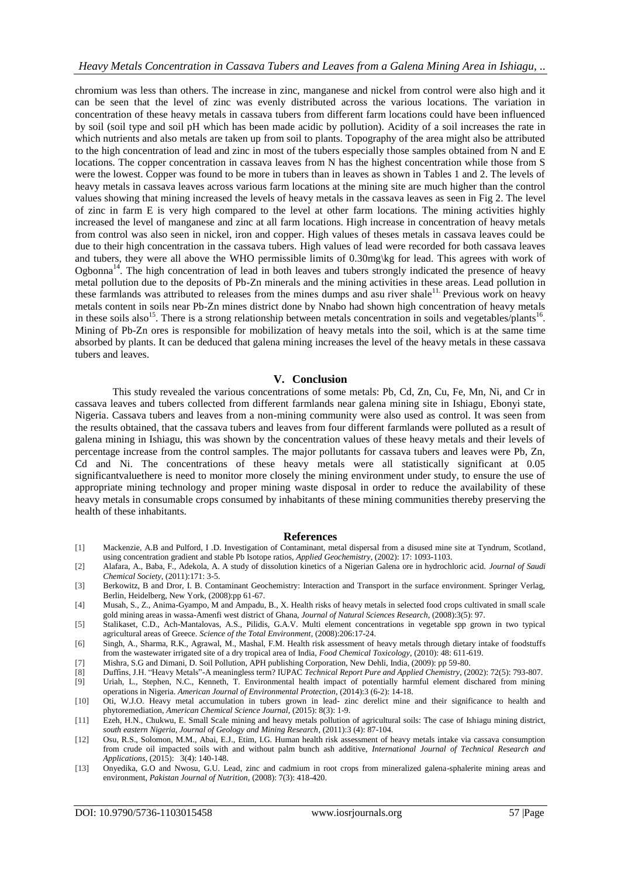chromium was less than others. The increase in zinc, manganese and nickel from control were also high and it can be seen that the level of zinc was evenly distributed across the various locations. The variation in concentration of these heavy metals in cassava tubers from different farm locations could have been influenced by soil (soil type and soil pH which has been made acidic by pollution). Acidity of a soil increases the rate in which nutrients and also metals are taken up from soil to plants. Topography of the area might also be attributed to the high concentration of lead and zinc in most of the tubers especially those samples obtained from N and E locations. The copper concentration in cassava leaves from N has the highest concentration while those from S were the lowest. Copper was found to be more in tubers than in leaves as shown in Tables 1 and 2. The levels of heavy metals in cassava leaves across various farm locations at the mining site are much higher than the control values showing that mining increased the levels of heavy metals in the cassava leaves as seen in Fig 2. The level of zinc in farm E is very high compared to the level at other farm locations. The mining activities highly increased the level of manganese and zinc at all farm locations. High increase in concentration of heavy metals from control was also seen in nickel, iron and copper. High values of theses metals in cassava leaves could be due to their high concentration in the cassava tubers. High values of lead were recorded for both cassava leaves and tubers, they were all above the WHO permissible limits of 0.30mg\kg for lead. This agrees with work of Ogbonna[14]. The high concentration of lead in both leaves and tubers strongly indicated the presence of heavy metal pollution due to the deposits of Pb-Zn minerals and the mining activities in these areas. Lead pollution in these farmlands was attributed to releases from the mines dumps and asu river shale[11]. Previous work on heavy metals content in soils near Pb-Zn mines district done by Nnabo had shown high concentration of heavy metals in these soils also[15]. There is a strong relationship between metals concentration in soils and vegetables/plants[16]. Mining of Pb-Zn ores is responsible for mobilization of heavy metals into the soil, which is at the same time absorbed by plants. It can be deduced that galena mining increases the level of the heavy metals in these cassava tubers and leaves.

## V. Conclusion

This study revealed the various concentrations of some metals: Pb, Cd, Zn, Cu, Fe, Mn, Ni, and Cr in cassava leaves and tubers collected from different farmlands near galena mining site in Ishiagu, Ebonyi state, Nigeria. Cassava tubers and leaves from a non-mining community were also used as control. It was seen from the results obtained, that the cassava tubers and leaves from four different farmlands were polluted as a result of galena mining in Ishiagu, this was shown by the concentration values of these heavy metals and their levels of percentage increase from the control samples. The major pollutants for cassava tubers and leaves were Pb, Zn, Cd and Ni. The concentrations of these heavy metals were all statistically significant at 0.05 significantvaluethere is need to monitor more closely the mining environment under study, to ensure the use of appropriate mining technology and proper mining waste disposal in order to reduce the availability of these heavy metals in consumable crops consumed by inhabitants of these mining communities thereby preserving the health of these inhabitants.

## References

[1] Mackenzie, A.B and Pulford, I .D. Investigation of Contaminant, metal dispersal from a disused mine site at Tyndrum, Scotland, using concentration gradient and stable Pb Isotope ratios, *Applied Geochemistry*, (2002): 17: 1093-1103.

[2] Alafara, A., Baba, F., Adekola, A. A study of dissolution kinetics of a Nigerian Galena ore in hydrochloric acid. *Journal of Saudi Chemical Society*, (2011):171: 3-5.

[3] Berkowitz, B and Dror, I. B. Contaminant Geochemistry: Interaction and Transport in the surface environment. Springer Verlag, Berlin, Heidelberg, New York, (2008):pp 61-67.

[4] Musah, S., Z., Anima-Gyampo, M and Ampadu, B., X. Health risks of heavy metals in selected food crops cultivated in small scale gold mining areas in wassa-Amenfi west district of Ghana, *Journal of Natural Sciences Research*, (2008):3(5): 97.

[5] Stalikaset, C.D., Ach-Mantalovas, A.S., Pilidis, G.A.V. Multi element concentrations in vegetable spp grown in two typical agricultural areas of Greece. *Science of the Total Environment*, (2008):206:17-24.

[6] Singh, A., Sharma, R.K., Agrawal, M., Mashal, F.M. Health risk assessment of heavy metals through dietary intake of foodstuffs from the wastewater irrigated site of a dry tropical area of India, *Food Chemical Toxicology*, (2010): 48: 611-619.

[7] Mishra, S.G and Dimani, D. Soil Pollution, APH publishing Corporation, New Dehli, India, (2009): pp 59-80.

[8] Duffins, J.H. "Heavy Metals"-A meaningless term? IUPAC *Technical Report Pure and Applied Chemistry*, (2002): 72(5): 793-807.

[9] Uriah, L., Stephen, N.C., Kenneth, T. Environmental health impact of potentially harmful element dischared from mining operations in Nigeria. *American Journal of Environmental Protection*, (2014):3 (6-2): 14-18.

[10] Oti, W.J.O. Heavy metal accumulation in tubers grown in lead- zinc derelict mine and their significance to health and phytoremediation, *American Chemical Science Journal*, (2015): 8(3): 1-9.

[11] Ezeh, H.N., Chukwu, E. Small Scale mining and heavy metals pollution of agricultural soils: The case of Ishiagu mining district, *south eastern Nigeria, Journal of Geology and Mining Research*, (2011):3 (4): 87-104.

[12] Osu, R.S., Solomon, M.M., Abai, E.J., Etim, I.G. Human health risk assessment of heavy metals intake via cassava consumption from crude oil impacted soils with and without palm bunch ash additive, *International Journal of Technical Research and Applications*, (2015): 3(4): 140-148.

[13] Onyedika, G.O and Nwosu, G.U. Lead, zinc and cadmium in root crops from mineralized galena-sphalerite mining areas and environment, *Pakistan Journal of Nutrition*, (2008): 7(3): 418-420.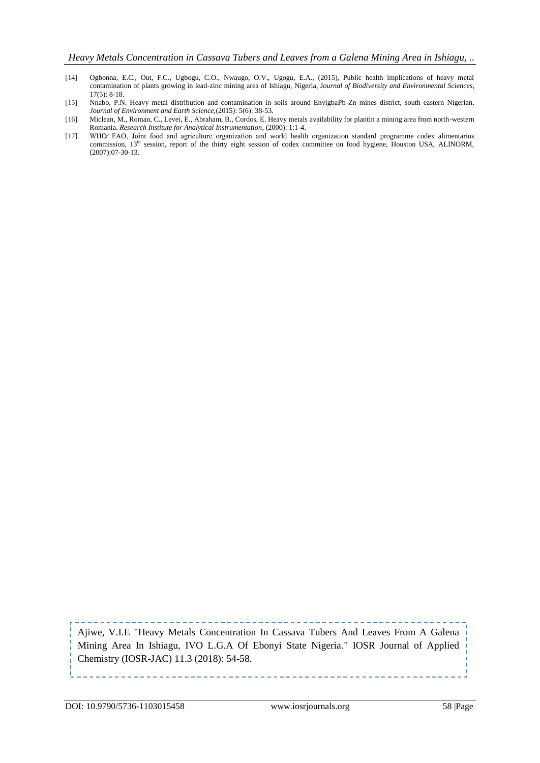[14] Ogbonna, E.C., Out, F.C., Ugbogu, C.O., Nwaugo, O.V., Ugogu, E.A., (2015), Public health implications of heavy metal contamination of plants growing in lead-zinc mining area of Ishiagu, Nigeria, *Journal of Biodiversity and Environmental Sciences*, 17(5): 8-18.

[15] Nnabo, P.N. Heavy metal distribution and contamination in soils around EnyigbaPb-Zn mines district, south eastern Nigerian. *Journal of Environment and Earth Science*,(2015): 5(6): 38-53.

[16] Miclean, M., Roman, C., Levei, E., Abraham, B., Cordos, E. Heavy metals availability for plantin a mining area from north-western Romania. *Research Institute for Analytical Instrumentation*, (2000): 1:1-4.

[17] WHO/ FAO, Joint food and agriculture organization and world health organization standard programme codex alimentarius commission, 13th session, report of the thirty eight session of codex committee on food hygiene, Houston USA, ALINORM, (2007):07-30-13.

Ajiwe, V.I.E "Heavy Metals Concentration In Cassava Tubers And Leaves From A Galena Mining Area In Ishiagu, IVO L.G.A Of Ebonyi State Nigeria." IOSR Journal of Applied Chemistry (IOSR-JAC) 11.3 (2018): 54-58.